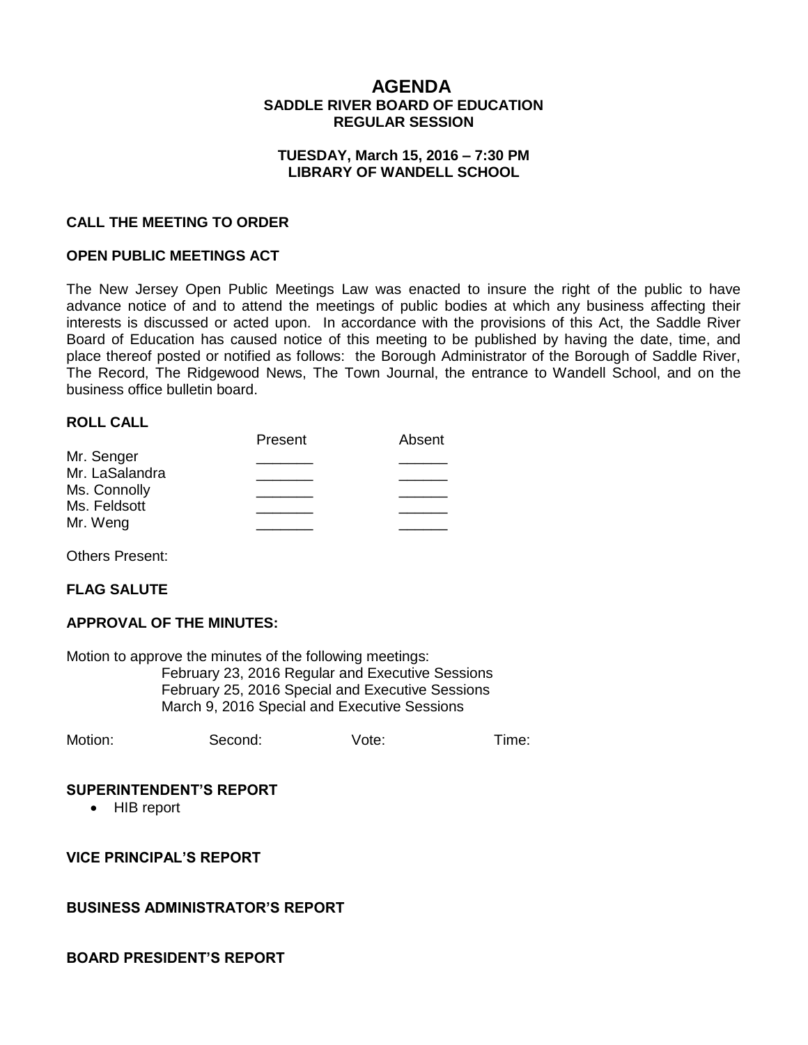# AGENDA
## SADDLE RIVER BOARD OF EDUCATION
## REGULAR SESSION

**TUESDAY, March 15, 2016 – 7:30 PM**
**LIBRARY OF WANDELL SCHOOL**

**CALL THE MEETING TO ORDER**

**OPEN PUBLIC MEETINGS ACT**

The New Jersey Open Public Meetings Law was enacted to insure the right of the public to have advance notice of and to attend the meetings of public bodies at which any business affecting their interests is discussed or acted upon. In accordance with the provisions of this Act, the Saddle River Board of Education has caused notice of this meeting to be published by having the date, time, and place thereof posted or notified as follows: the Borough Administrator of the Borough of Saddle River, The Record, The Ridgewood News, The Town Journal, the entrance to Wandell School, and on the business office bulletin board.

**ROLL CALL**

| | Present | Absent |
|---|---|---|
| Mr. Senger | _______ | ______ |
| Mr. LaSalandra | _______ | ______ |
| Ms. Connolly | _______ | ______ |
| Ms. Feldsott | _______ | ______ |
| Mr. Weng | _______ | ______ |

Others Present:

**FLAG SALUTE**

**APPROVAL OF THE MINUTES:**

Motion to approve the minutes of the following meetings:
February 23, 2016 Regular and Executive Sessions
February 25, 2016 Special and Executive Sessions
March 9, 2016 Special and Executive Sessions

Motion: Second: Vote: Time:

**SUPERINTENDENT'S REPORT**

- HIB report

**VICE PRINCIPAL'S REPORT**

**BUSINESS ADMINISTRATOR'S REPORT**

**BOARD PRESIDENT'S REPORT**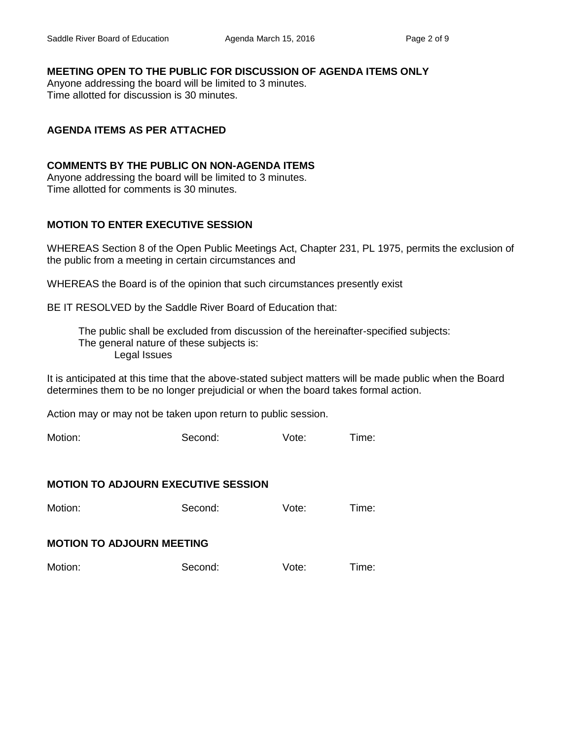**MEETING OPEN TO THE PUBLIC FOR DISCUSSION OF AGENDA ITEMS ONLY**
Anyone addressing the board will be limited to 3 minutes.
Time allotted for discussion is 30 minutes.

**AGENDA ITEMS AS PER ATTACHED**

**COMMENTS BY THE PUBLIC ON NON-AGENDA ITEMS**
Anyone addressing the board will be limited to 3 minutes.
Time allotted for comments is 30 minutes.

**MOTION TO ENTER EXECUTIVE SESSION**

WHEREAS Section 8 of the Open Public Meetings Act, Chapter 231, PL 1975, permits the exclusion of the public from a meeting in certain circumstances and

WHEREAS the Board is of the opinion that such circumstances presently exist

BE IT RESOLVED by the Saddle River Board of Education that:

> The public shall be excluded from discussion of the hereinafter-specified subjects:
> The general nature of these subjects is:
> > Legal Issues

It is anticipated at this time that the above-stated subject matters will be made public when the Board determines them to be no longer prejudicial or when the board takes formal action.

Action may or may not be taken upon return to public session.

Motion: Second: Vote: Time:

**MOTION TO ADJOURN EXECUTIVE SESSION**

Motion: Second: Vote: Time:

**MOTION TO ADJOURN MEETING**

Motion: Second: Vote: Time: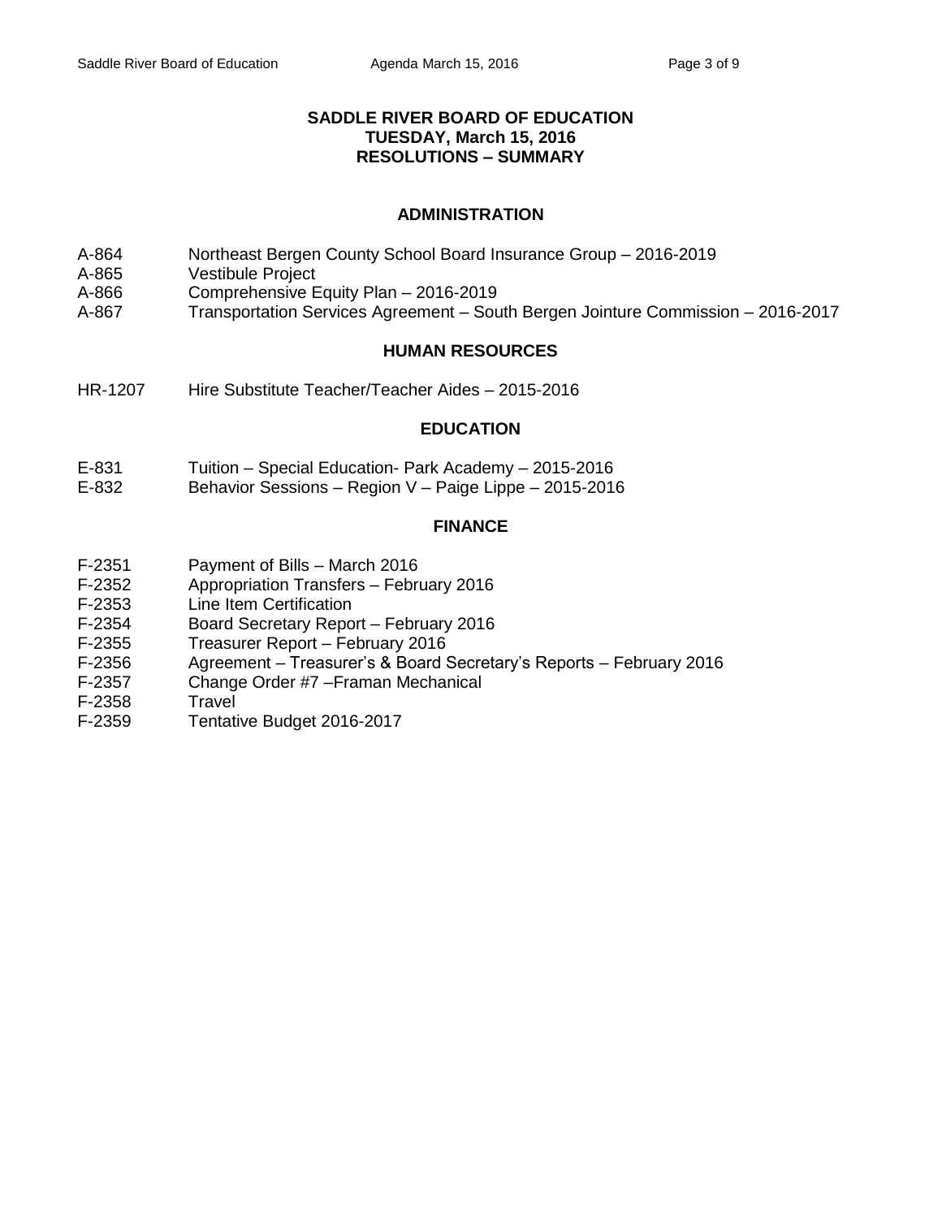# SADDLE RIVER BOARD OF EDUCATION
## TUESDAY, March 15, 2016
## RESOLUTIONS – SUMMARY

### ADMINISTRATION

A-864 Northeast Bergen County School Board Insurance Group – 2016-2019
A-865 Vestibule Project
A-866 Comprehensive Equity Plan – 2016-2019
A-867 Transportation Services Agreement – South Bergen Jointure Commission – 2016-2017

### HUMAN RESOURCES

HR-1207 Hire Substitute Teacher/Teacher Aides – 2015-2016

### EDUCATION

E-831 Tuition – Special Education- Park Academy – 2015-2016
E-832 Behavior Sessions – Region V – Paige Lippe – 2015-2016

### FINANCE

F-2351 Payment of Bills – March 2016
F-2352 Appropriation Transfers – February 2016
F-2353 Line Item Certification
F-2354 Board Secretary Report – February 2016
F-2355 Treasurer Report – February 2016
F-2356 Agreement – Treasurer's & Board Secretary's Reports – February 2016
F-2357 Change Order #7 –Framan Mechanical
F-2358 Travel
F-2359 Tentative Budget 2016-2017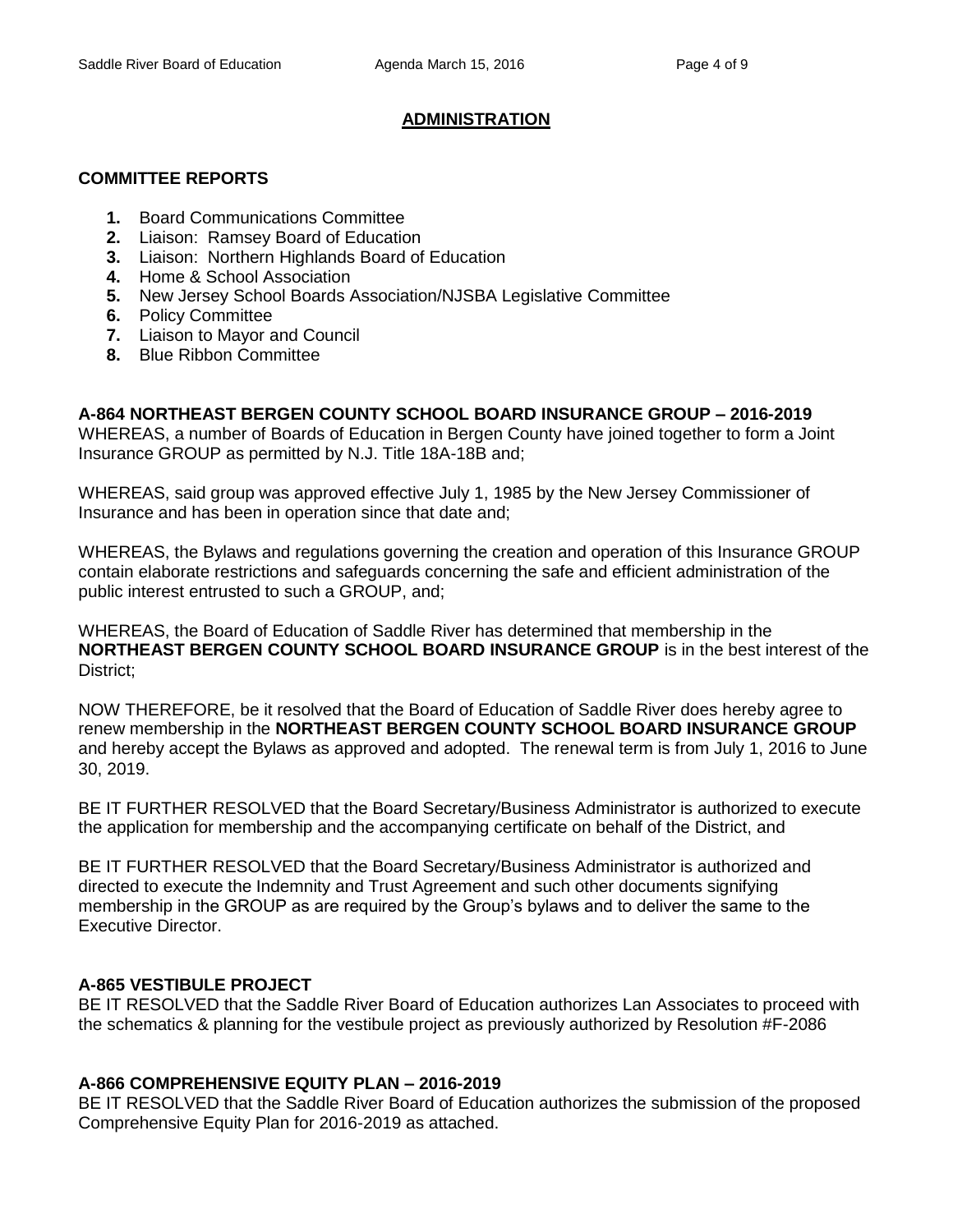## ADMINISTRATION

### COMMITTEE REPORTS

1. Board Communications Committee
2. Liaison: Ramsey Board of Education
3. Liaison: Northern Highlands Board of Education
4. Home & School Association
5. New Jersey School Boards Association/NJSBA Legislative Committee
6. Policy Committee
7. Liaison to Mayor and Council
8. Blue Ribbon Committee

### A-864 NORTHEAST BERGEN COUNTY SCHOOL BOARD INSURANCE GROUP – 2016-2019

WHEREAS, a number of Boards of Education in Bergen County have joined together to form a Joint Insurance GROUP as permitted by N.J. Title 18A-18B and;

WHEREAS, said group was approved effective July 1, 1985 by the New Jersey Commissioner of Insurance and has been in operation since that date and;

WHEREAS, the Bylaws and regulations governing the creation and operation of this Insurance GROUP contain elaborate restrictions and safeguards concerning the safe and efficient administration of the public interest entrusted to such a GROUP, and;

WHEREAS, the Board of Education of Saddle River has determined that membership in the **NORTHEAST BERGEN COUNTY SCHOOL BOARD INSURANCE GROUP** is in the best interest of the District;

NOW THEREFORE, be it resolved that the Board of Education of Saddle River does hereby agree to renew membership in the **NORTHEAST BERGEN COUNTY SCHOOL BOARD INSURANCE GROUP** and hereby accept the Bylaws as approved and adopted. The renewal term is from July 1, 2016 to June 30, 2019.

BE IT FURTHER RESOLVED that the Board Secretary/Business Administrator is authorized to execute the application for membership and the accompanying certificate on behalf of the District, and

BE IT FURTHER RESOLVED that the Board Secretary/Business Administrator is authorized and directed to execute the Indemnity and Trust Agreement and such other documents signifying membership in the GROUP as are required by the Group's bylaws and to deliver the same to the Executive Director.

### A-865 VESTIBULE PROJECT

BE IT RESOLVED that the Saddle River Board of Education authorizes Lan Associates to proceed with the schematics & planning for the vestibule project as previously authorized by Resolution #F-2086

### A-866 COMPREHENSIVE EQUITY PLAN – 2016-2019

BE IT RESOLVED that the Saddle River Board of Education authorizes the submission of the proposed Comprehensive Equity Plan for 2016-2019 as attached.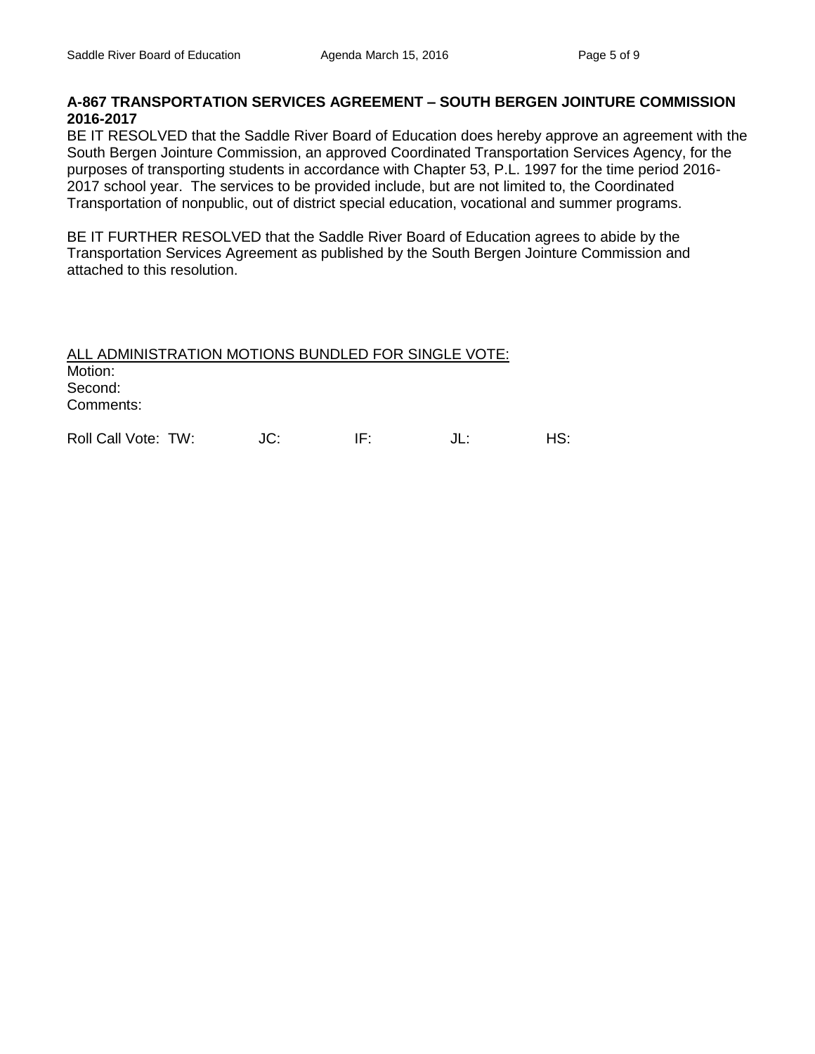**A-867 TRANSPORTATION SERVICES AGREEMENT – SOUTH BERGEN JOINTURE COMMISSION 2016-2017**

BE IT RESOLVED that the Saddle River Board of Education does hereby approve an agreement with the South Bergen Jointure Commission, an approved Coordinated Transportation Services Agency, for the purposes of transporting students in accordance with Chapter 53, P.L. 1997 for the time period 2016-2017 school year. The services to be provided include, but are not limited to, the Coordinated Transportation of nonpublic, out of district special education, vocational and summer programs.

BE IT FURTHER RESOLVED that the Saddle River Board of Education agrees to abide by the Transportation Services Agreement as published by the South Bergen Jointure Commission and attached to this resolution.

<u>ALL ADMINISTRATION MOTIONS BUNDLED FOR SINGLE VOTE:</u>
Motion:
Second:
Comments:

Roll Call Vote: TW: JC: IF: JL: HS: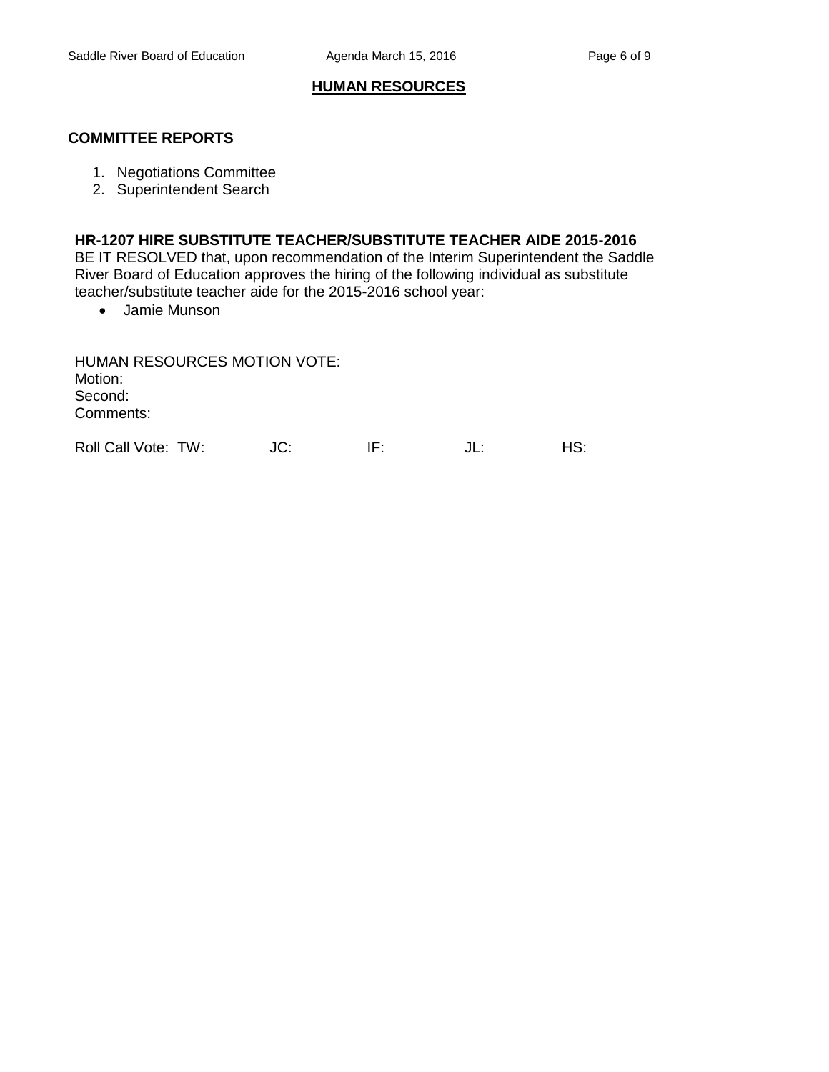## HUMAN RESOURCES

### COMMITTEE REPORTS

1. Negotiations Committee
2. Superintendent Search

**HR-1207 HIRE SUBSTITUTE TEACHER/SUBSTITUTE TEACHER AIDE 2015-2016**
BE IT RESOLVED that, upon recommendation of the Interim Superintendent the Saddle River Board of Education approves the hiring of the following individual as substitute teacher/substitute teacher aide for the 2015-2016 school year:

- Jamie Munson

HUMAN RESOURCES MOTION VOTE:
Motion:
Second:
Comments:

Roll Call Vote: TW: JC: IF: JL: HS: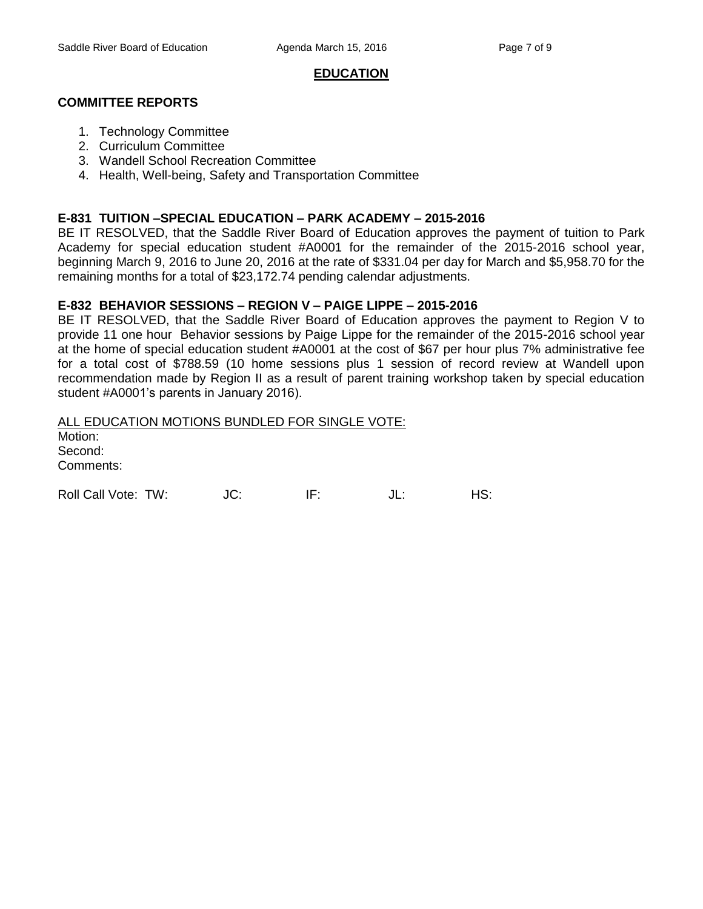## EDUCATION

### COMMITTEE REPORTS

1. Technology Committee
2. Curriculum Committee
3. Wandell School Recreation Committee
4. Health, Well-being, Safety and Transportation Committee

**E-831 TUITION –SPECIAL EDUCATION – PARK ACADEMY – 2015-2016**

BE IT RESOLVED, that the Saddle River Board of Education approves the payment of tuition to Park Academy for special education student #A0001 for the remainder of the 2015-2016 school year, beginning March 9, 2016 to June 20, 2016 at the rate of $331.04 per day for March and $5,958.70 for the remaining months for a total of $23,172.74 pending calendar adjustments.

**E-832 BEHAVIOR SESSIONS – REGION V – PAIGE LIPPE – 2015-2016**

BE IT RESOLVED, that the Saddle River Board of Education approves the payment to Region V to provide 11 one hour Behavior sessions by Paige Lippe for the remainder of the 2015-2016 school year at the home of special education student #A0001 at the cost of $67 per hour plus 7% administrative fee for a total cost of $788.59 (10 home sessions plus 1 session of record review at Wandell upon recommendation made by Region II as a result of parent training workshop taken by special education student #A0001's parents in January 2016).

<u>ALL EDUCATION MOTIONS BUNDLED FOR SINGLE VOTE:</u>

Motion:
Second:
Comments:

Roll Call Vote: TW: JC: IF: JL: HS: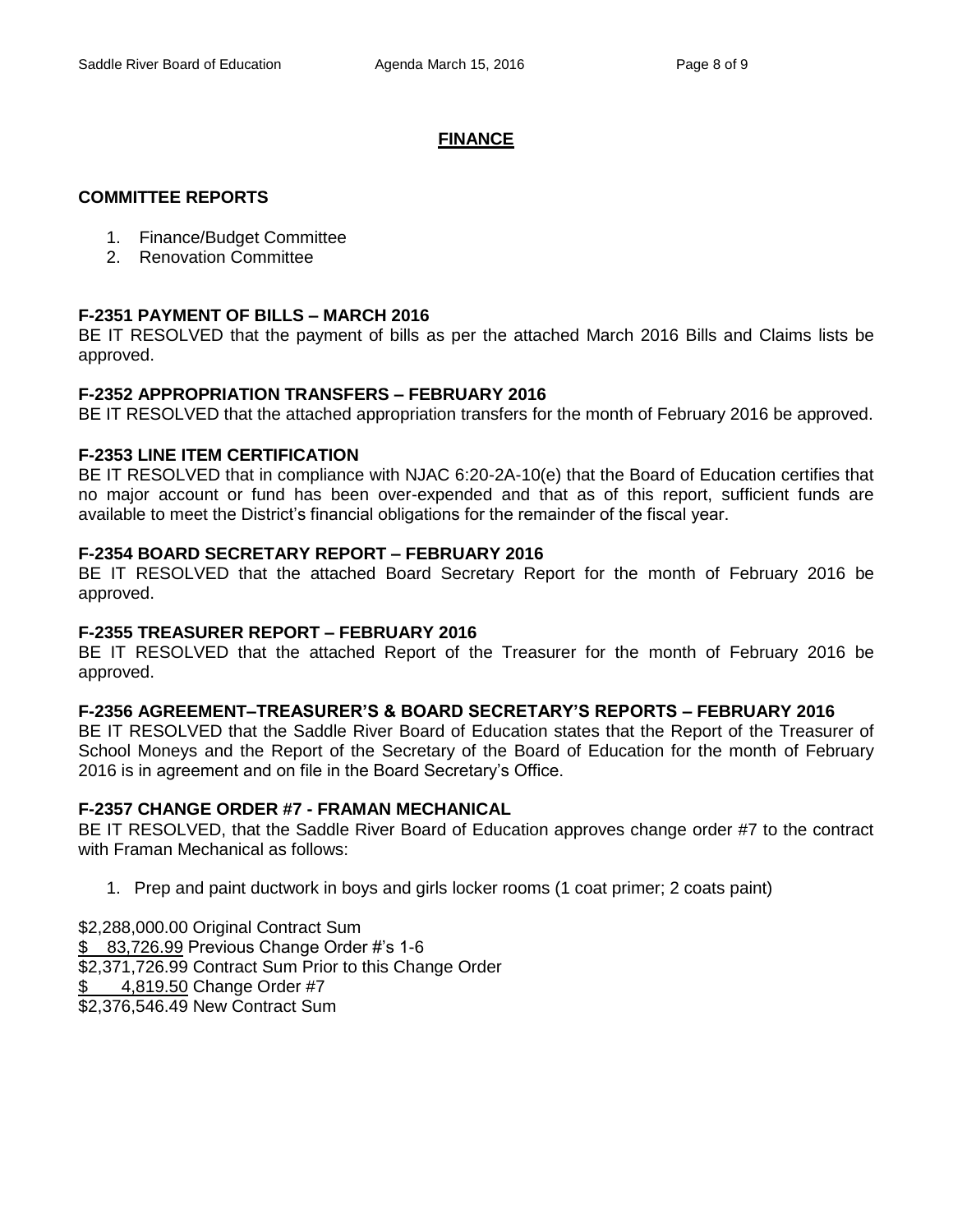## FINANCE

### COMMITTEE REPORTS

1. Finance/Budget Committee
2. Renovation Committee

**F-2351 PAYMENT OF BILLS – MARCH 2016**
BE IT RESOLVED that the payment of bills as per the attached March 2016 Bills and Claims lists be approved.

**F-2352 APPROPRIATION TRANSFERS – FEBRUARY 2016**
BE IT RESOLVED that the attached appropriation transfers for the month of February 2016 be approved.

**F-2353 LINE ITEM CERTIFICATION**
BE IT RESOLVED that in compliance with NJAC 6:20-2A-10(e) that the Board of Education certifies that no major account or fund has been over-expended and that as of this report, sufficient funds are available to meet the District's financial obligations for the remainder of the fiscal year.

**F-2354 BOARD SECRETARY REPORT – FEBRUARY 2016**
BE IT RESOLVED that the attached Board Secretary Report for the month of February 2016 be approved.

**F-2355 TREASURER REPORT – FEBRUARY 2016**
BE IT RESOLVED that the attached Report of the Treasurer for the month of February 2016 be approved.

**F-2356 AGREEMENT–TREASURER'S & BOARD SECRETARY'S REPORTS – FEBRUARY 2016**
BE IT RESOLVED that the Saddle River Board of Education states that the Report of the Treasurer of School Moneys and the Report of the Secretary of the Board of Education for the month of February 2016 is in agreement and on file in the Board Secretary's Office.

**F-2357 CHANGE ORDER #7 - FRAMAN MECHANICAL**
BE IT RESOLVED, that the Saddle River Board of Education approves change order #7 to the contract with Framan Mechanical as follows:

1. Prep and paint ductwork in boys and girls locker rooms (1 coat primer; 2 coats paint)

$2,288,000.00 Original Contract Sum
$ 83,726.99 Previous Change Order #'s 1-6
$2,371,726.99 Contract Sum Prior to this Change Order
$ 4,819.50 Change Order #7
$2,376,546.49 New Contract Sum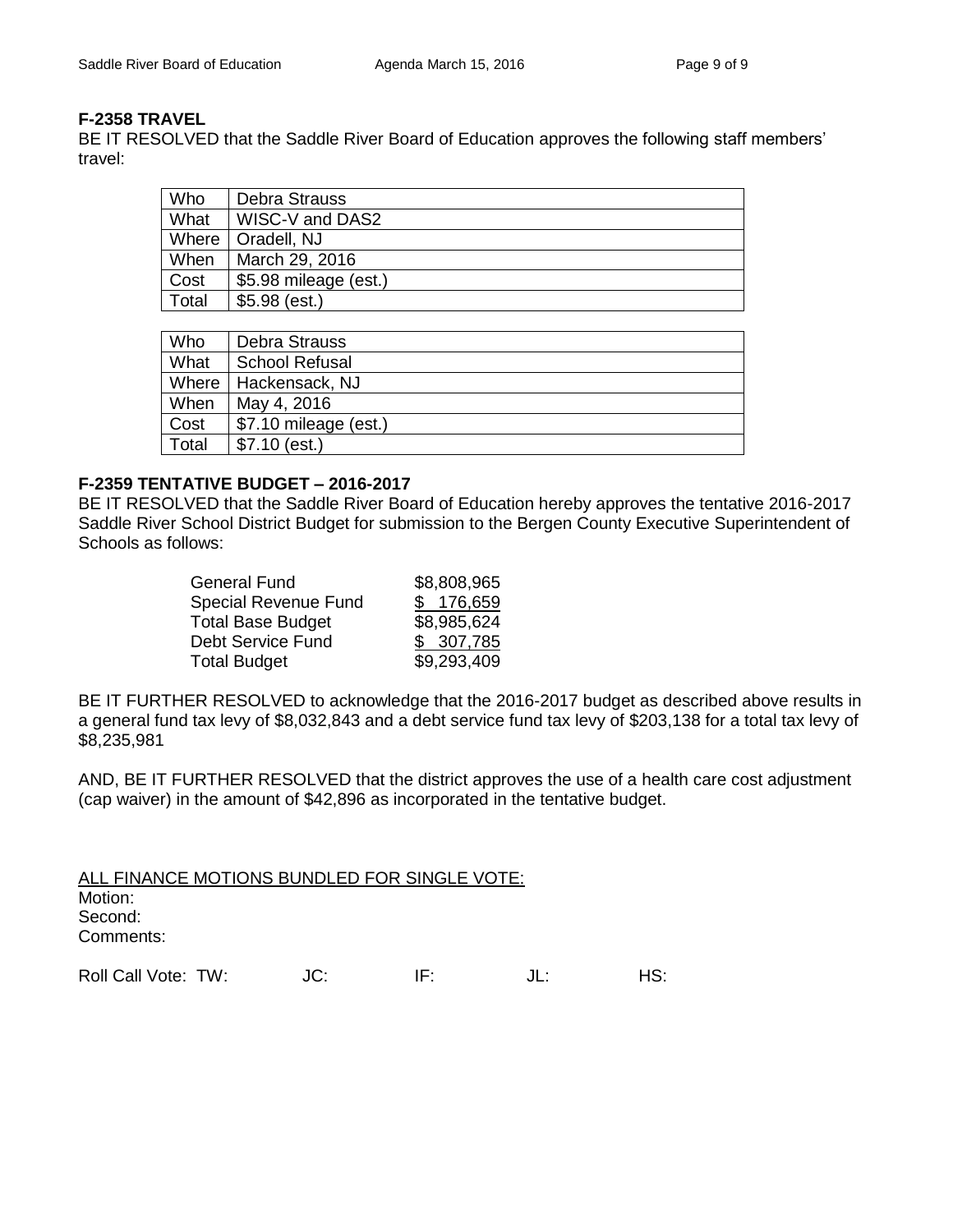**F-2358 TRAVEL**
BE IT RESOLVED that the Saddle River Board of Education approves the following staff members' travel:

| | |
|---|---|
| Who | Debra Strauss |
| What | WISC-V and DAS2 |
| Where | Oradell, NJ |
| When | March 29, 2016 |
| Cost | $5.98 mileage (est.) |
| Total | $5.98 (est.) |

| | |
|---|---|
| Who | Debra Strauss |
| What | School Refusal |
| Where | Hackensack, NJ |
| When | May 4, 2016 |
| Cost | $7.10 mileage (est.) |
| Total | $7.10 (est.) |

**F-2359 TENTATIVE BUDGET – 2016-2017**
BE IT RESOLVED that the Saddle River Board of Education hereby approves the tentative 2016-2017 Saddle River School District Budget for submission to the Bergen County Executive Superintendent of Schools as follows:

| | |
|---|---|
| General Fund | $8,808,965 |
| Special Revenue Fund | $ 176,659 |
| Total Base Budget | $8,985,624 |
| Debt Service Fund | $ 307,785 |
| Total Budget | $9,293,409 |

BE IT FURTHER RESOLVED to acknowledge that the 2016-2017 budget as described above results in a general fund tax levy of $8,032,843 and a debt service fund tax levy of $203,138 for a total tax levy of $8,235,981

AND, BE IT FURTHER RESOLVED that the district approves the use of a health care cost adjustment (cap waiver) in the amount of $42,896 as incorporated in the tentative budget.

ALL FINANCE MOTIONS BUNDLED FOR SINGLE VOTE:
Motion:
Second:
Comments:

Roll Call Vote: TW: JC: IF: JL: HS: